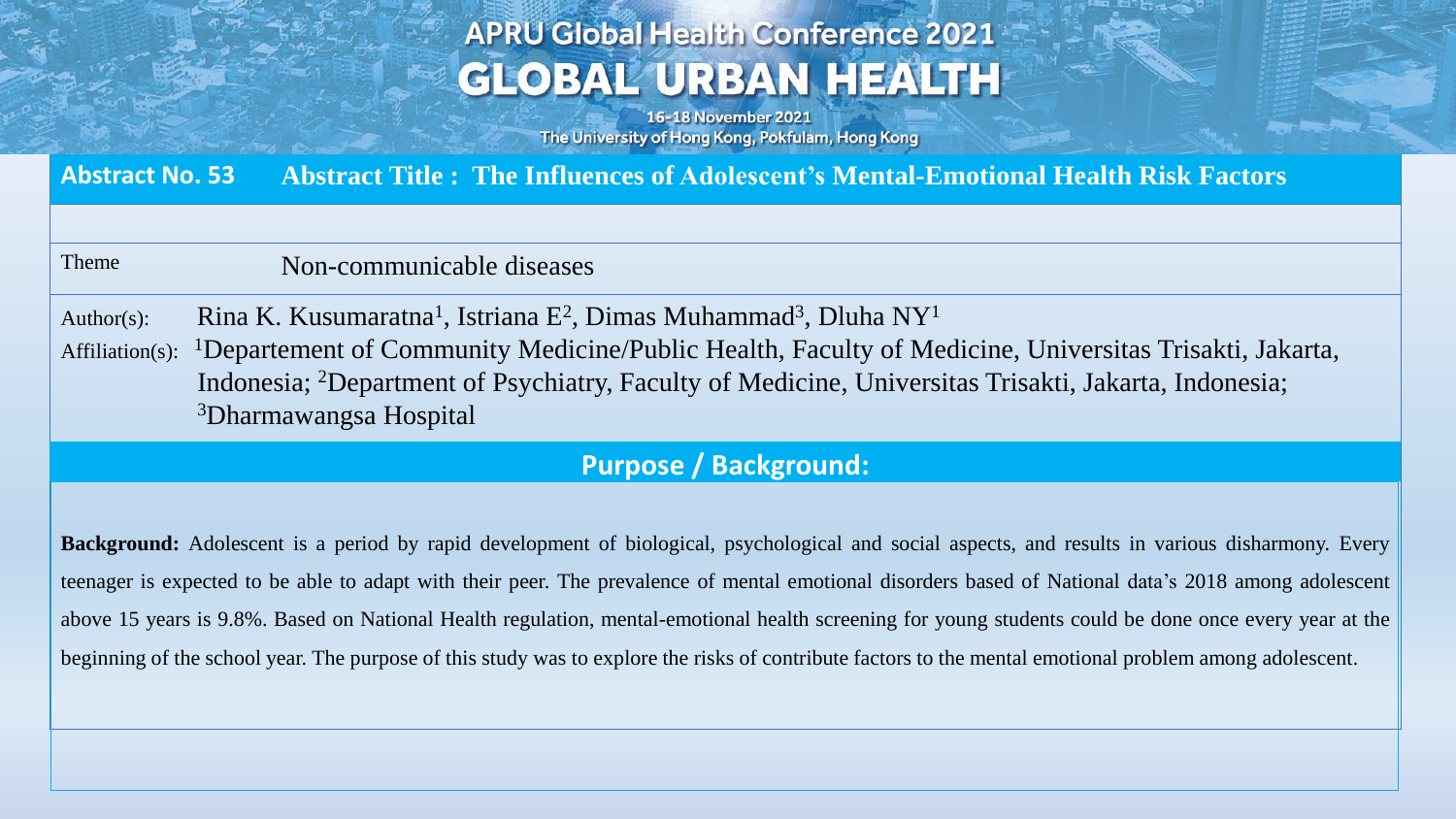# APRU Global Health Conference 2021
# GLOBAL URBAN HEALTH

16-18 November 2021
The University of Hong Kong, Pokfulam, Hong Kong

**Abstract No. 53** **Abstract Title : The Influences of Adolescent's Mental-Emotional Health Risk Factors**

Theme: Non-communicable diseases

Author(s): Rina K. Kusumaratna[1], Istriana E[2], Dimas Muhammad[3], Dluha NY[1]

Affiliation(s): [1]Departement of Community Medicine/Public Health, Faculty of Medicine, Universitas Trisakti, Jakarta, Indonesia; [2]Department of Psychiatry, Faculty of Medicine, Universitas Trisakti, Jakarta, Indonesia; [3]Dharmawangsa Hospital

## Purpose / Background:

**Background:** Adolescent is a period by rapid development of biological, psychological and social aspects, and results in various disharmony. Every teenager is expected to be able to adapt with their peer. The prevalence of mental emotional disorders based of National data's 2018 among adolescent above 15 years is 9.8%. Based on National Health regulation, mental-emotional health screening for young students could be done once every year at the beginning of the school year. The purpose of this study was to explore the risks of contribute factors to the mental emotional problem among adolescent.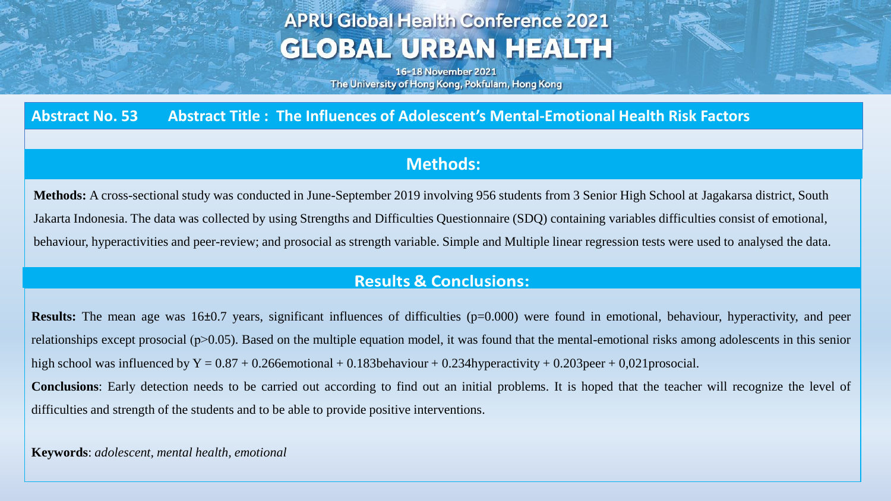# APRU Global Health Conference 2021

# GLOBAL URBAN HEALTH

16-18 November 2021

The University of Hong Kong, Pokfulam, Hong Kong

## Abstract No. 53 Abstract Title : The Influences of Adolescent's Mental-Emotional Health Risk Factors

## Methods:

**Methods:** A cross-sectional study was conducted in June-September 2019 involving 956 students from 3 Senior High School at Jagakarsa district, South Jakarta Indonesia. The data was collected by using Strengths and Difficulties Questionnaire (SDQ) containing variables difficulties consist of emotional, behaviour, hyperactivities and peer-review; and prosocial as strength variable. Simple and Multiple linear regression tests were used to analysed the data.

## Results & Conclusions:

**Results:** The mean age was 16±0.7 years, significant influences of difficulties ($p=0.000$) were found in emotional, behaviour, hyperactivity, and peer relationships except prosocial ($p>0.05$). Based on the multiple equation model, it was found that the mental-emotional risks among adolescents in this senior high school was influenced by $Y = 0.87 + 0.266\text{emotional} + 0.183\text{behaviour} + 0.234\text{hyperactivity} + 0.203\text{peer} + 0{,}021\text{prosocial}$.

**Conclusions**: Early detection needs to be carried out according to find out an initial problems. It is hoped that the teacher will recognize the level of difficulties and strength of the students and to be able to provide positive interventions.

**Keywords**: *adolescent, mental health, emotional*